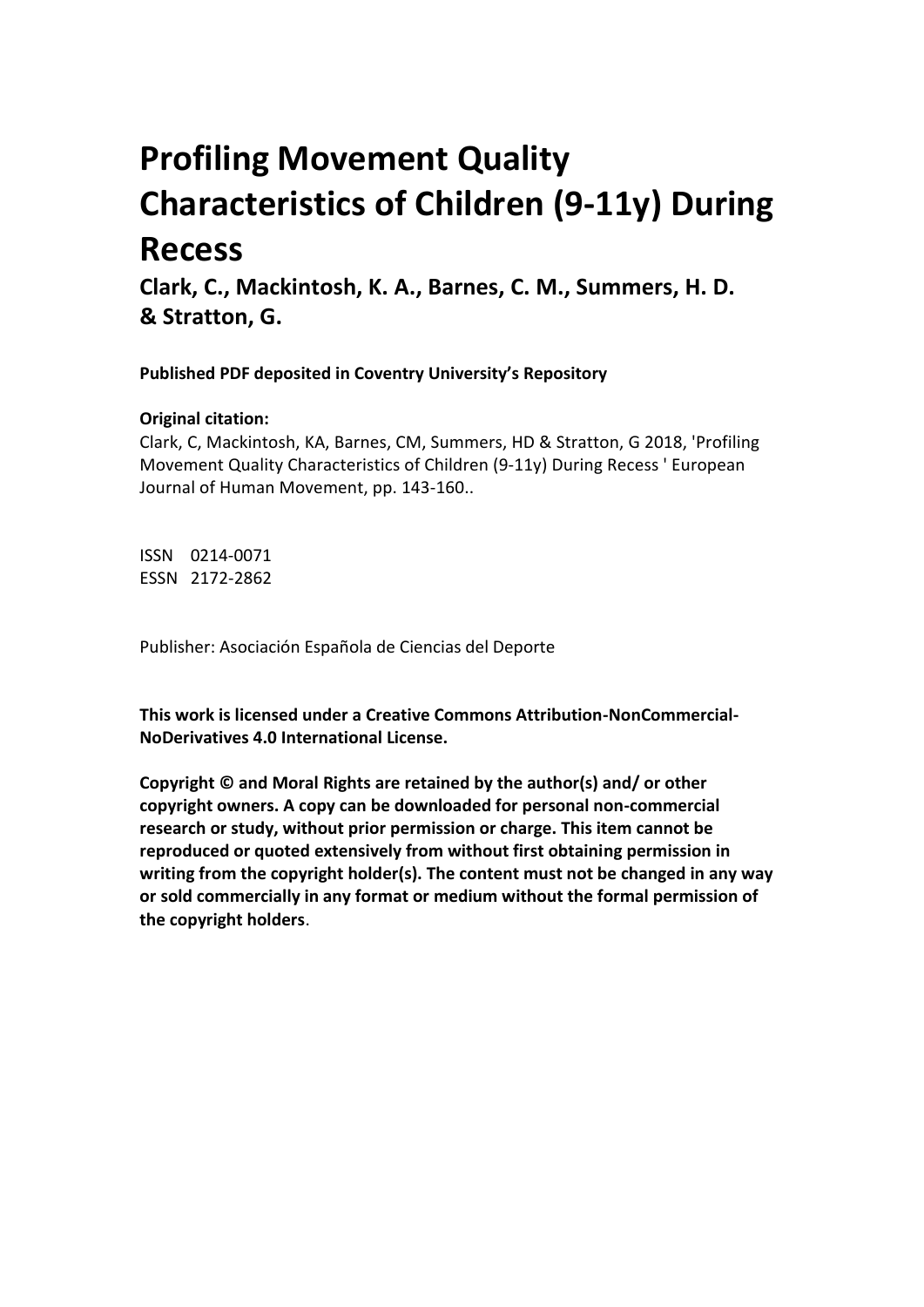# Profiling Movement Quality Characteristics of Children (9-11y) During Recess

**Clark, C., Mackintosh, K. A., Barnes, C. M., Summers, H. D. & Stratton, G.**

**Published PDF deposited in Coventry University's Repository**

**Original citation:**

Clark, C, Mackintosh, KA, Barnes, CM, Summers, HD & Stratton, G 2018, 'Profiling Movement Quality Characteristics of Children (9-11y) During Recess ' European Journal of Human Movement, pp. 143-160..

ISSN 0214-0071
ESSN 2172-2862

Publisher: Asociación Española de Ciencias del Deporte

**This work is licensed under a Creative Commons Attribution-NonCommercial-NoDerivatives 4.0 International License.**

**Copyright © and Moral Rights are retained by the author(s) and/ or other copyright owners. A copy can be downloaded for personal non-commercial research or study, without prior permission or charge. This item cannot be reproduced or quoted extensively from without first obtaining permission in writing from the copyright holder(s). The content must not be changed in any way or sold commercially in any format or medium without the formal permission of the copyright holders**.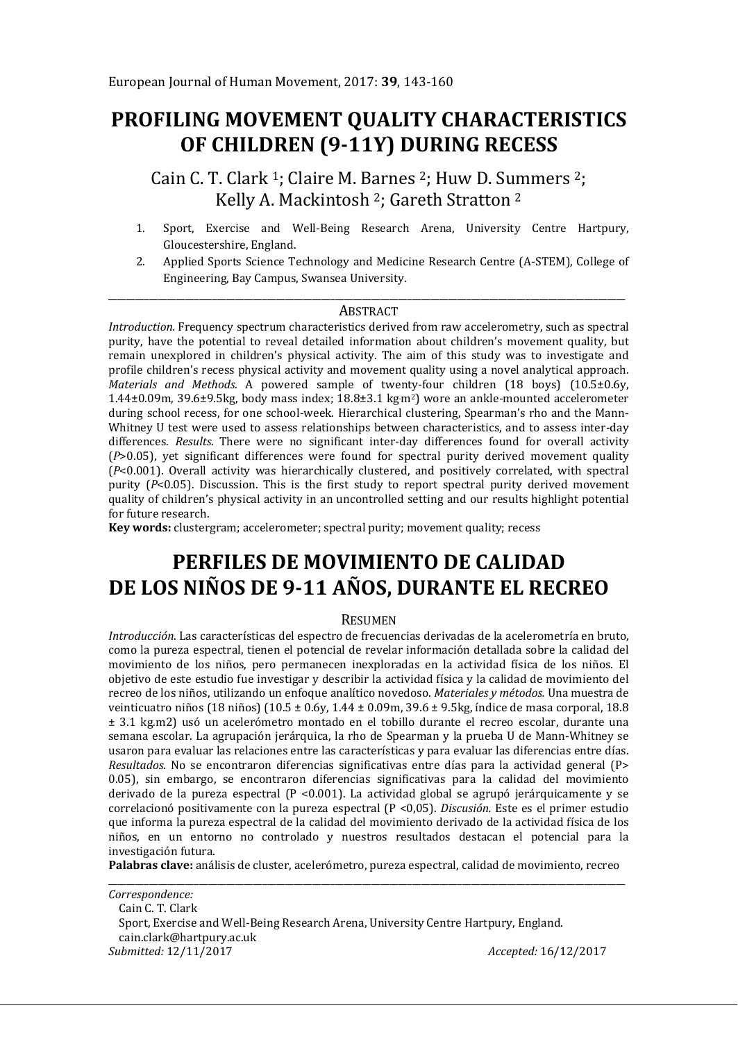# PROFILING MOVEMENT QUALITY CHARACTERISTICS OF CHILDREN (9-11Y) DURING RECESS

Cain C. T. Clark [1]; Claire M. Barnes [2]; Huw D. Summers [2]; Kelly A. Mackintosh [2]; Gareth Stratton [2]

1. Sport, Exercise and Well-Being Research Arena, University Centre Hartpury, Gloucestershire, England.
2. Applied Sports Science Technology and Medicine Research Centre (A-STEM), College of Engineering, Bay Campus, Swansea University.

## ABSTRACT

*Introduction.* Frequency spectrum characteristics derived from raw accelerometry, such as spectral purity, have the potential to reveal detailed information about children's movement quality, but remain unexplored in children's physical activity. The aim of this study was to investigate and profile children's recess physical activity and movement quality using a novel analytical approach. *Materials and Methods.* A powered sample of twenty-four children (18 boys) (10.5±0.6y, 1.44±0.09m, 39.6±9.5kg, body mass index; 18.8±3.1 kg·m²) wore an ankle-mounted accelerometer during school recess, for one school-week. Hierarchical clustering, Spearman's rho and the Mann-Whitney U test were used to assess relationships between characteristics, and to assess inter-day differences. *Results.* There were no significant inter-day differences found for overall activity ($P$>0.05), yet significant differences were found for spectral purity derived movement quality ($P$<0.001). Overall activity was hierarchically clustered, and positively correlated, with spectral purity ($P$<0.05). Discussion. This is the first study to report spectral purity derived movement quality of children's physical activity in an uncontrolled setting and our results highlight potential for future research.

**Key words:** clustergram; accelerometer; spectral purity; movement quality; recess

# PERFILES DE MOVIMIENTO DE CALIDAD DE LOS NIÑOS DE 9-11 AÑOS, DURANTE EL RECREO

## RESUMEN

*Introducción.* Las características del espectro de frecuencias derivadas de la acelerometría en bruto, como la pureza espectral, tienen el potencial de revelar información detallada sobre la calidad del movimiento de los niños, pero permanecen inexploradas en la actividad física de los niños. El objetivo de este estudio fue investigar y describir la actividad física y la calidad de movimiento del recreo de los niños, utilizando un enfoque analítico novedoso. *Materiales y métodos.* Una muestra de veinticuatro niños (18 niños) (10.5 ± 0.6y, 1.44 ± 0.09m, 39.6 ± 9.5kg, índice de masa corporal, 18.8 ± 3.1 kg.m2) usó un acelerómetro montado en el tobillo durante el recreo escolar, durante una semana escolar. La agrupación jerárquica, la rho de Spearman y la prueba U de Mann-Whitney se usaron para evaluar las relaciones entre las características y para evaluar las diferencias entre días. *Resultados.* No se encontraron diferencias significativas entre días para la actividad general (P> 0.05), sin embargo, se encontraron diferencias significativas para la calidad del movimiento derivado de la pureza espectral (P <0.001). La actividad global se agrupó jérarquicamente y se correlacionó positivamente con la pureza espectral (P <0,05). *Discusión.* Este es el primer estudio que informa la pureza espectral de la calidad del movimiento derivado de la actividad física de los niños, en un entorno no controlado y nuestros resultados destacan el potencial para la investigación futura.

**Palabras clave:** análisis de cluster, acelerómetro, pureza espectral, calidad de movimiento, recreo

*Correspondence:*
Cain C. T. Clark
Sport, Exercise and Well-Being Research Arena, University Centre Hartpury, England.
cain.clark@hartpury.ac.uk

*Submitted:* 12/11/2017 *Accepted:* 16/12/2017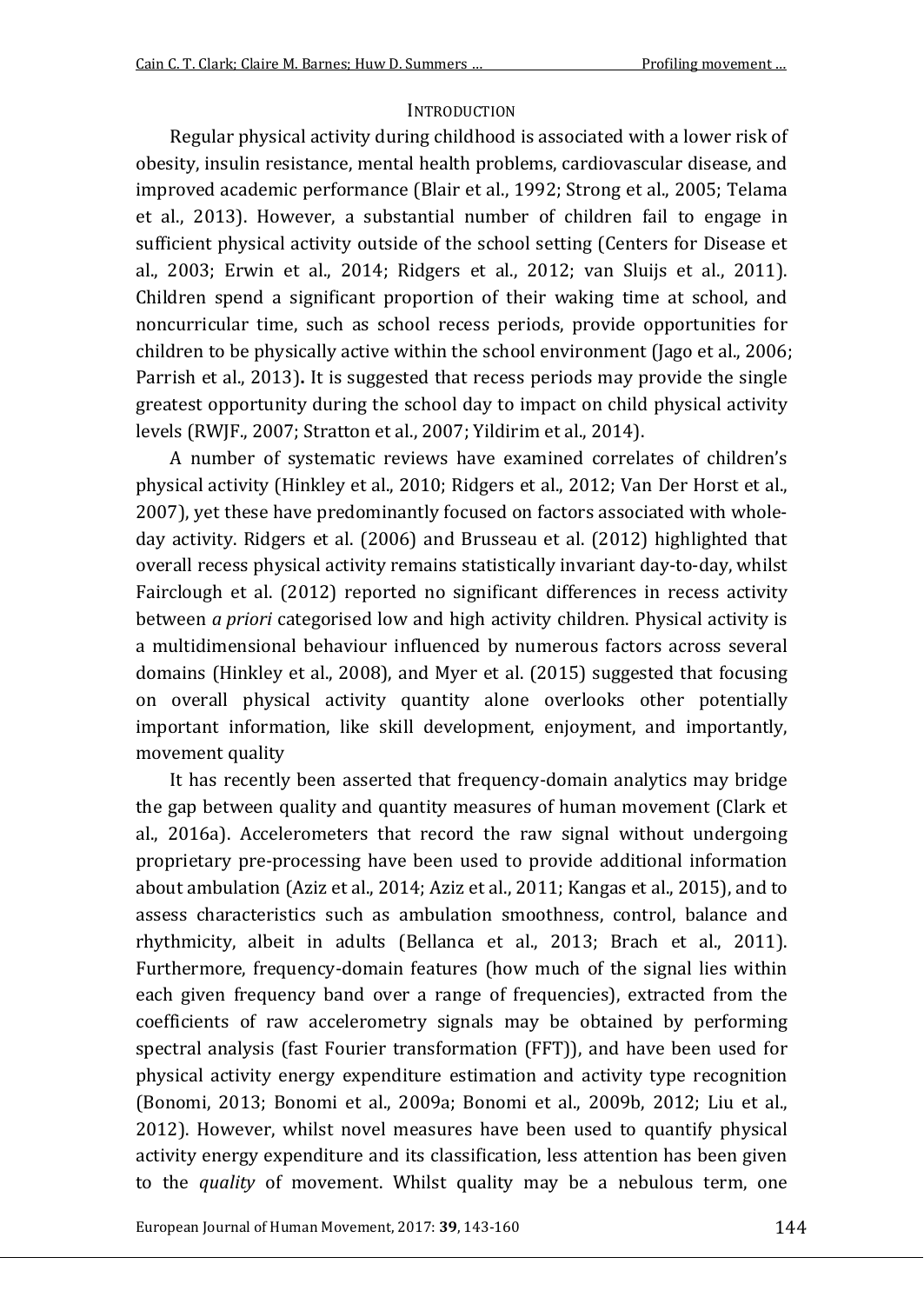## Introduction

Regular physical activity during childhood is associated with a lower risk of obesity, insulin resistance, mental health problems, cardiovascular disease, and improved academic performance (Blair et al., 1992; Strong et al., 2005; Telama et al., 2013). However, a substantial number of children fail to engage in sufficient physical activity outside of the school setting (Centers for Disease et al., 2003; Erwin et al., 2014; Ridgers et al., 2012; van Sluijs et al., 2011). Children spend a significant proportion of their waking time at school, and noncurricular time, such as school recess periods, provide opportunities for children to be physically active within the school environment (Jago et al., 2006; Parrish et al., 2013). It is suggested that recess periods may provide the single greatest opportunity during the school day to impact on child physical activity levels (RWJF., 2007; Stratton et al., 2007; Yildirim et al., 2014).

A number of systematic reviews have examined correlates of children's physical activity (Hinkley et al., 2010; Ridgers et al., 2012; Van Der Horst et al., 2007), yet these have predominantly focused on factors associated with whole-day activity. Ridgers et al. (2006) and Brusseau et al. (2012) highlighted that overall recess physical activity remains statistically invariant day-to-day, whilst Fairclough et al. (2012) reported no significant differences in recess activity between *a priori* categorised low and high activity children. Physical activity is a multidimensional behaviour influenced by numerous factors across several domains (Hinkley et al., 2008), and Myer et al. (2015) suggested that focusing on overall physical activity quantity alone overlooks other potentially important information, like skill development, enjoyment, and importantly, movement quality

It has recently been asserted that frequency-domain analytics may bridge the gap between quality and quantity measures of human movement (Clark et al., 2016a). Accelerometers that record the raw signal without undergoing proprietary pre-processing have been used to provide additional information about ambulation (Aziz et al., 2014; Aziz et al., 2011; Kangas et al., 2015), and to assess characteristics such as ambulation smoothness, control, balance and rhythmicity, albeit in adults (Bellanca et al., 2013; Brach et al., 2011). Furthermore, frequency-domain features (how much of the signal lies within each given frequency band over a range of frequencies), extracted from the coefficients of raw accelerometry signals may be obtained by performing spectral analysis (fast Fourier transformation (FFT)), and have been used for physical activity energy expenditure estimation and activity type recognition (Bonomi, 2013; Bonomi et al., 2009a; Bonomi et al., 2009b, 2012; Liu et al., 2012). However, whilst novel measures have been used to quantify physical activity energy expenditure and its classification, less attention has been given to the *quality* of movement. Whilst quality may be a nebulous term, one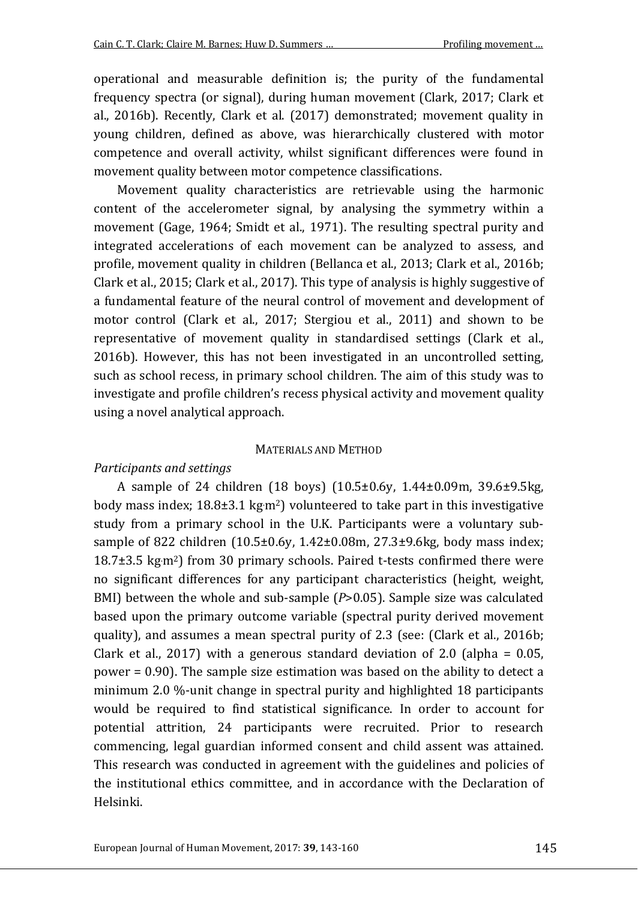operational and measurable definition is; the purity of the fundamental frequency spectra (or signal), during human movement (Clark, 2017; Clark et al., 2016b). Recently, Clark et al. (2017) demonstrated; movement quality in young children, defined as above, was hierarchically clustered with motor competence and overall activity, whilst significant differences were found in movement quality between motor competence classifications.

Movement quality characteristics are retrievable using the harmonic content of the accelerometer signal, by analysing the symmetry within a movement (Gage, 1964; Smidt et al., 1971). The resulting spectral purity and integrated accelerations of each movement can be analyzed to assess, and profile, movement quality in children (Bellanca et al., 2013; Clark et al., 2016b; Clark et al., 2015; Clark et al., 2017). This type of analysis is highly suggestive of a fundamental feature of the neural control of movement and development of motor control (Clark et al., 2017; Stergiou et al., 2011) and shown to be representative of movement quality in standardised settings (Clark et al., 2016b). However, this has not been investigated in an uncontrolled setting, such as school recess, in primary school children. The aim of this study was to investigate and profile children's recess physical activity and movement quality using a novel analytical approach.

## Materials and Method

*Participants and settings*

A sample of 24 children (18 boys) (10.5±0.6y, 1.44±0.09m, 39.6±9.5kg, body mass index; 18.8±3.1 $kg{\cdot}m^2$) volunteered to take part in this investigative study from a primary school in the U.K. Participants were a voluntary sub-sample of 822 children (10.5±0.6y, 1.42±0.08m, 27.3±9.6kg, body mass index; 18.7±3.5 $kg{\cdot}m^2$) from 30 primary schools. Paired t-tests confirmed there were no significant differences for any participant characteristics (height, weight, BMI) between the whole and sub-sample ($P$>0.05). Sample size was calculated based upon the primary outcome variable (spectral purity derived movement quality), and assumes a mean spectral purity of 2.3 (see: (Clark et al., 2016b; Clark et al., 2017) with a generous standard deviation of 2.0 (alpha = 0.05, power = 0.90). The sample size estimation was based on the ability to detect a minimum 2.0 %-unit change in spectral purity and highlighted 18 participants would be required to find statistical significance. In order to account for potential attrition, 24 participants were recruited. Prior to research commencing, legal guardian informed consent and child assent was attained. This research was conducted in agreement with the guidelines and policies of the institutional ethics committee, and in accordance with the Declaration of Helsinki.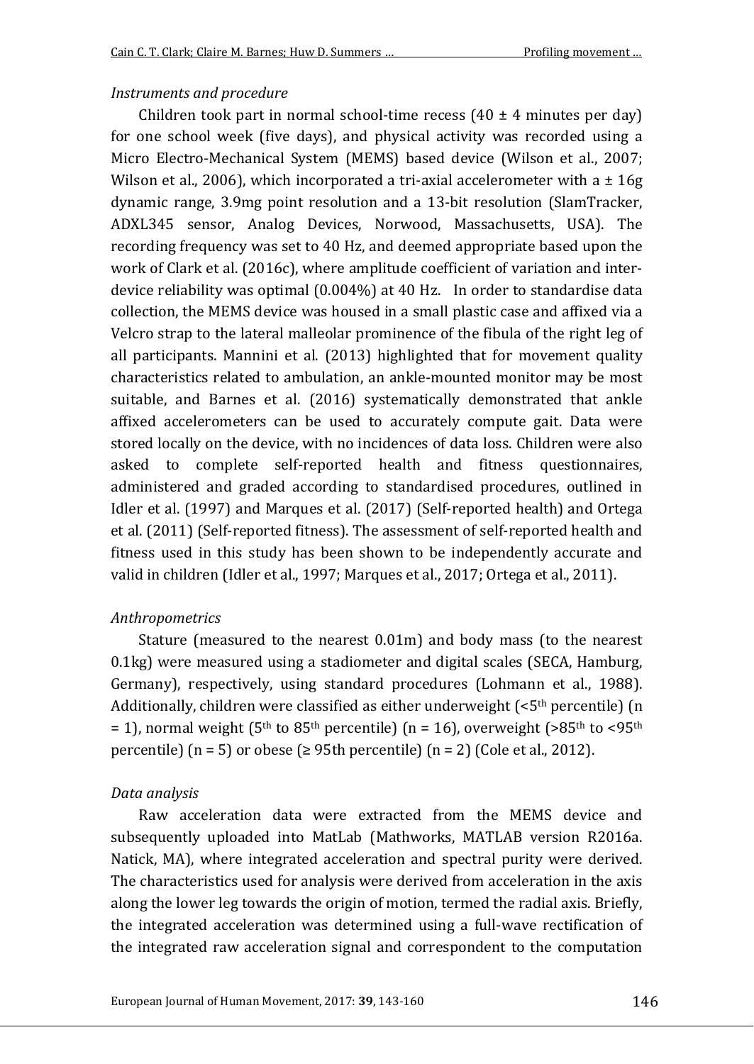*Instruments and procedure*

Children took part in normal school-time recess (40 ± 4 minutes per day) for one school week (five days), and physical activity was recorded using a Micro Electro-Mechanical System (MEMS) based device (Wilson et al., 2007; Wilson et al., 2006), which incorporated a tri-axial accelerometer with a ± 16g dynamic range, 3.9mg point resolution and a 13-bit resolution (SlamTracker, ADXL345 sensor, Analog Devices, Norwood, Massachusetts, USA). The recording frequency was set to 40 Hz, and deemed appropriate based upon the work of Clark et al. (2016c), where amplitude coefficient of variation and inter-device reliability was optimal (0.004%) at 40 Hz. In order to standardise data collection, the MEMS device was housed in a small plastic case and affixed via a Velcro strap to the lateral malleolar prominence of the fibula of the right leg of all participants. Mannini et al. (2013) highlighted that for movement quality characteristics related to ambulation, an ankle-mounted monitor may be most suitable, and Barnes et al. (2016) systematically demonstrated that ankle affixed accelerometers can be used to accurately compute gait. Data were stored locally on the device, with no incidences of data loss. Children were also asked to complete self-reported health and fitness questionnaires, administered and graded according to standardised procedures, outlined in Idler et al. (1997) and Marques et al. (2017) (Self-reported health) and Ortega et al. (2011) (Self-reported fitness). The assessment of self-reported health and fitness used in this study has been shown to be independently accurate and valid in children (Idler et al., 1997; Marques et al., 2017; Ortega et al., 2011).

*Anthropometrics*

Stature (measured to the nearest 0.01m) and body mass (to the nearest 0.1kg) were measured using a stadiometer and digital scales (SECA, Hamburg, Germany), respectively, using standard procedures (Lohmann et al., 1988). Additionally, children were classified as either underweight (<5$^{th}$ percentile) (n = 1), normal weight (5$^{th}$ to 85$^{th}$ percentile) (n = 16), overweight (>85$^{th}$ to <95$^{th}$ percentile) (n = 5) or obese (≥ 95th percentile) (n = 2) (Cole et al., 2012).

*Data analysis*

Raw acceleration data were extracted from the MEMS device and subsequently uploaded into MatLab (Mathworks, MATLAB version R2016a. Natick, MA), where integrated acceleration and spectral purity were derived. The characteristics used for analysis were derived from acceleration in the axis along the lower leg towards the origin of motion, termed the radial axis. Briefly, the integrated acceleration was determined using a full-wave rectification of the integrated raw acceleration signal and correspondent to the computation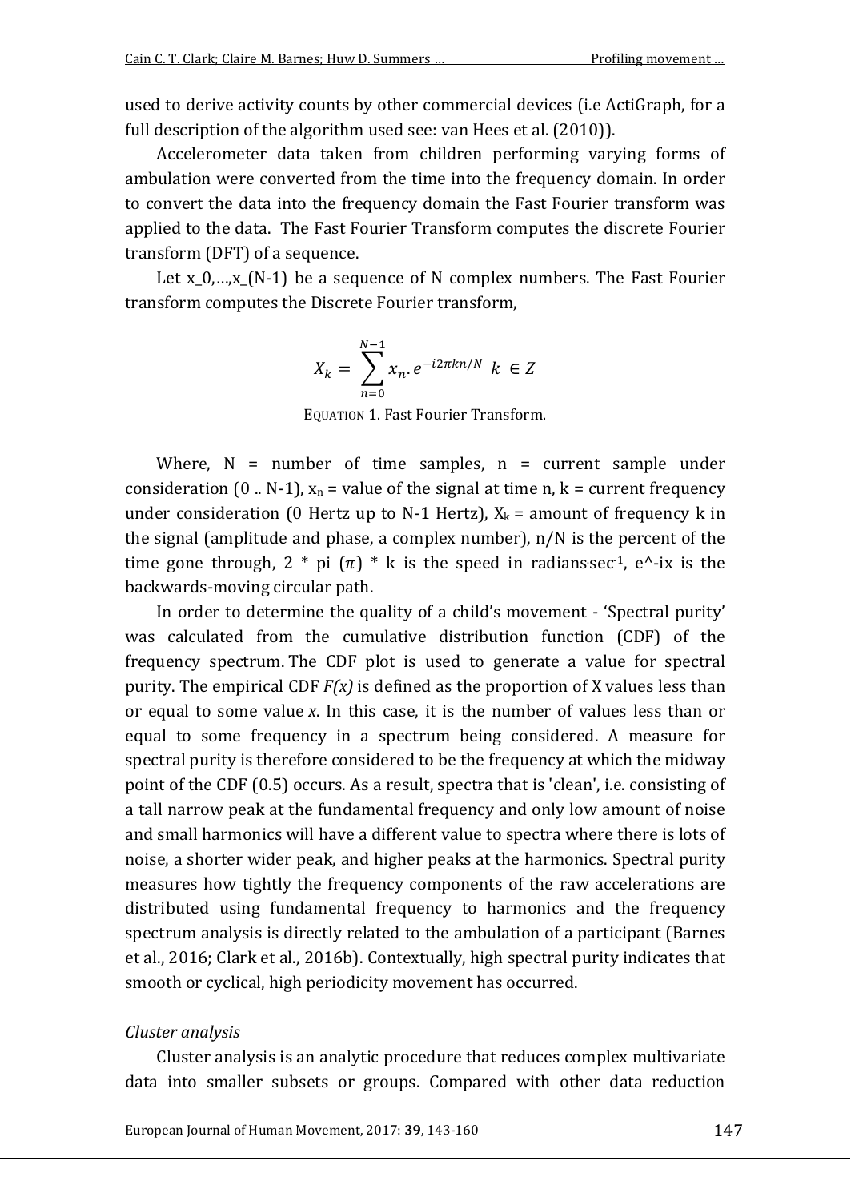used to derive activity counts by other commercial devices (i.e ActiGraph, for a full description of the algorithm used see: van Hees et al. (2010)).

Accelerometer data taken from children performing varying forms of ambulation were converted from the time into the frequency domain. In order to convert the data into the frequency domain the Fast Fourier transform was applied to the data. The Fast Fourier Transform computes the discrete Fourier transform (DFT) of a sequence.

Let x_0,…,x_(N-1) be a sequence of N complex numbers. The Fast Fourier transform computes the Discrete Fourier transform,

$$X_k = \sum_{n=0}^{N-1} x_n . e^{-i2\pi kn/N} \;\; k \in Z$$

EQUATION 1. Fast Fourier Transform.

Where, N = number of time samples, n = current sample under consideration (0 .. N-1), $x_n$ = value of the signal at time n, k = current frequency under consideration (0 Hertz up to N-1 Hertz), $X_k$ = amount of frequency k in the signal (amplitude and phase, a complex number), n/N is the percent of the time gone through, 2 * pi ($\pi$) * k is the speed in radians·sec$^{-1}$, e^-ix is the backwards-moving circular path.

In order to determine the quality of a child's movement - 'Spectral purity' was calculated from the cumulative distribution function (CDF) of the frequency spectrum. The CDF plot is used to generate a value for spectral purity. The empirical CDF *F(x)* is defined as the proportion of X values less than or equal to some value *x*. In this case, it is the number of values less than or equal to some frequency in a spectrum being considered. A measure for spectral purity is therefore considered to be the frequency at which the midway point of the CDF (0.5) occurs. As a result, spectra that is 'clean', i.e. consisting of a tall narrow peak at the fundamental frequency and only low amount of noise and small harmonics will have a different value to spectra where there is lots of noise, a shorter wider peak, and higher peaks at the harmonics. Spectral purity measures how tightly the frequency components of the raw accelerations are distributed using fundamental frequency to harmonics and the frequency spectrum analysis is directly related to the ambulation of a participant (Barnes et al., 2016; Clark et al., 2016b). Contextually, high spectral purity indicates that smooth or cyclical, high periodicity movement has occurred.

*Cluster analysis*

Cluster analysis is an analytic procedure that reduces complex multivariate data into smaller subsets or groups. Compared with other data reduction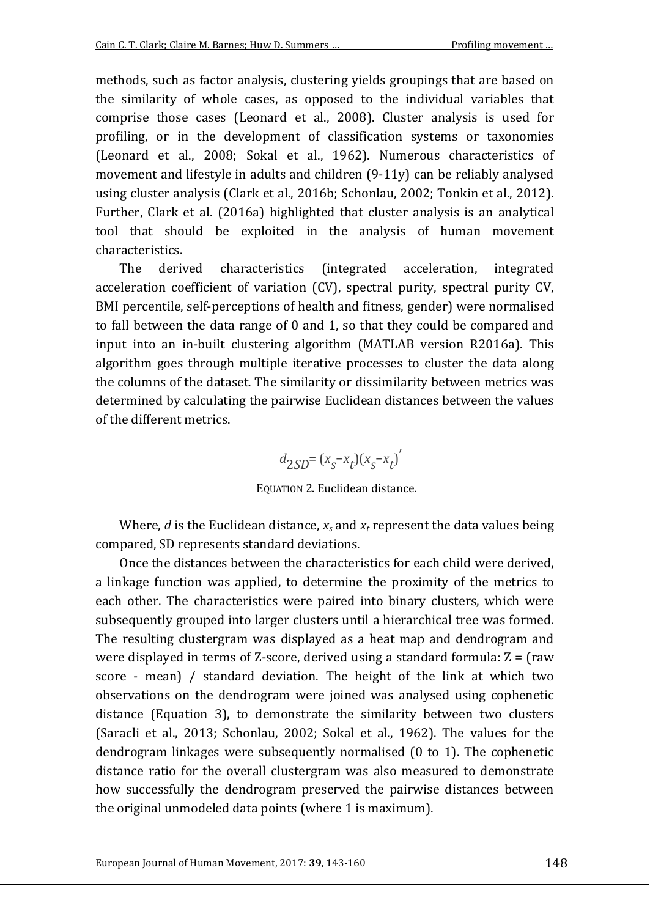methods, such as factor analysis, clustering yields groupings that are based on the similarity of whole cases, as opposed to the individual variables that comprise those cases (Leonard et al., 2008). Cluster analysis is used for profiling, or in the development of classification systems or taxonomies (Leonard et al., 2008; Sokal et al., 1962). Numerous characteristics of movement and lifestyle in adults and children (9-11y) can be reliably analysed using cluster analysis (Clark et al., 2016b; Schonlau, 2002; Tonkin et al., 2012). Further, Clark et al. (2016a) highlighted that cluster analysis is an analytical tool that should be exploited in the analysis of human movement characteristics.

The derived characteristics (integrated acceleration, integrated acceleration coefficient of variation (CV), spectral purity, spectral purity CV, BMI percentile, self-perceptions of health and fitness, gender) were normalised to fall between the data range of 0 and 1, so that they could be compared and input into an in-built clustering algorithm (MATLAB version R2016a). This algorithm goes through multiple iterative processes to cluster the data along the columns of the dataset. The similarity or dissimilarity between metrics was determined by calculating the pairwise Euclidean distances between the values of the different metrics.

$$d_{2SD} = (x_s - x_t)(x_s - x_t)'$$

EQUATION 2. Euclidean distance.

Where, *d* is the Euclidean distance, $x_s$ and $x_t$ represent the data values being compared, SD represents standard deviations.

Once the distances between the characteristics for each child were derived, a linkage function was applied, to determine the proximity of the metrics to each other. The characteristics were paired into binary clusters, which were subsequently grouped into larger clusters until a hierarchical tree was formed. The resulting clustergram was displayed as a heat map and dendrogram and were displayed in terms of Z-score, derived using a standard formula: Z = (raw score - mean) / standard deviation. The height of the link at which two observations on the dendrogram were joined was analysed using cophenetic distance (Equation 3), to demonstrate the similarity between two clusters (Saracli et al., 2013; Schonlau, 2002; Sokal et al., 1962). The values for the dendrogram linkages were subsequently normalised (0 to 1). The cophenetic distance ratio for the overall clustergram was also measured to demonstrate how successfully the dendrogram preserved the pairwise distances between the original unmodeled data points (where 1 is maximum).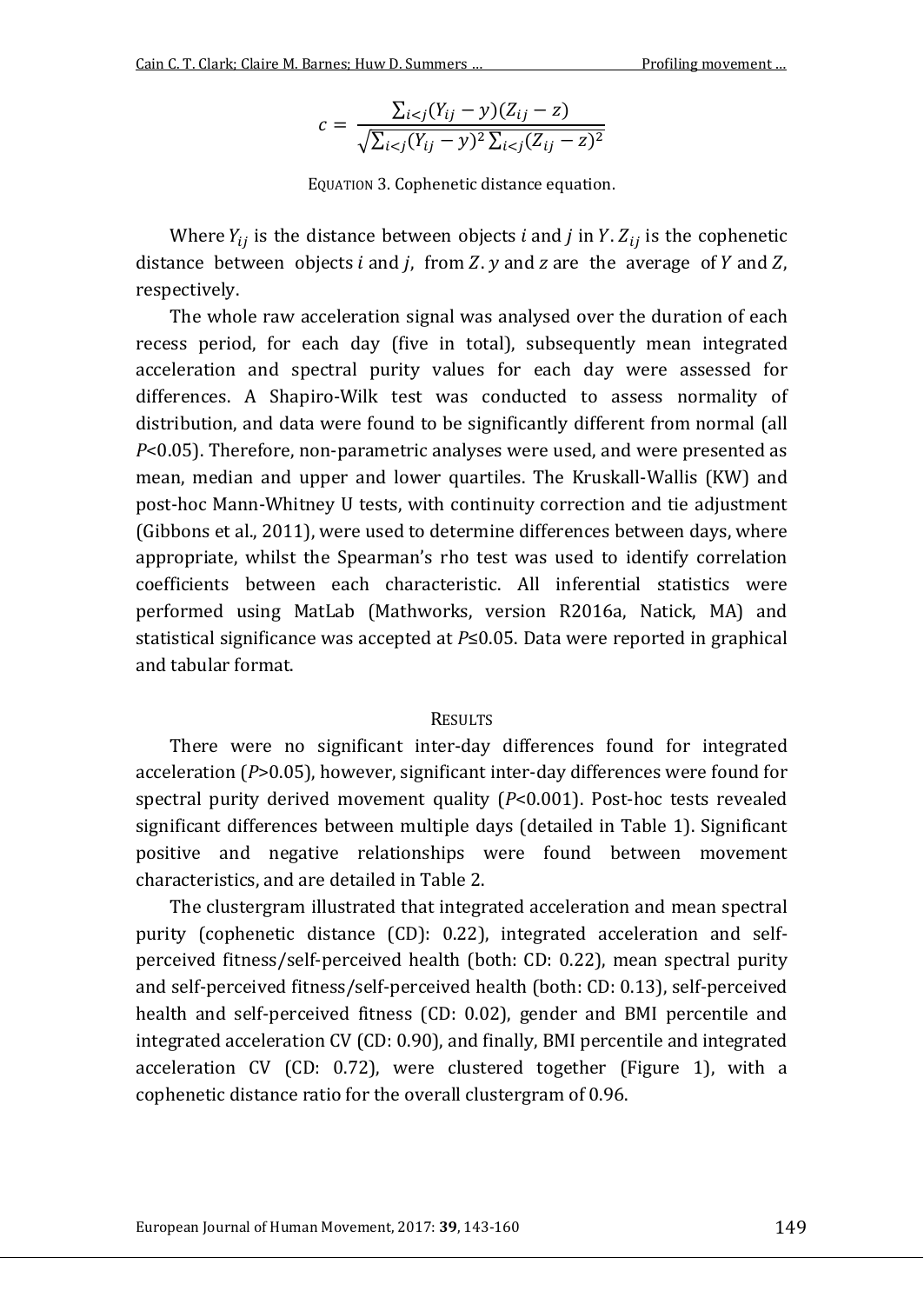$$c = \frac{\sum_{i<j}(Y_{ij} - y)(Z_{ij} - z)}{\sqrt{\sum_{i<j}(Y_{ij} - y)^2 \sum_{i<j}(Z_{ij} - z)^2}}$$

EQUATION 3. Cophenetic distance equation.

Where $Y_{ij}$ is the distance between objects $i$ and $j$ in $Y$. $Z_{ij}$ is the cophenetic distance between objects $i$ and $j$, from $Z$. $y$ and $z$ are the average of $Y$ and $Z$, respectively.

The whole raw acceleration signal was analysed over the duration of each recess period, for each day (five in total), subsequently mean integrated acceleration and spectral purity values for each day were assessed for differences. A Shapiro-Wilk test was conducted to assess normality of distribution, and data were found to be significantly different from normal (all $P<0.05$). Therefore, non-parametric analyses were used, and were presented as mean, median and upper and lower quartiles. The Kruskall-Wallis (KW) and post-hoc Mann-Whitney U tests, with continuity correction and tie adjustment (Gibbons et al., 2011), were used to determine differences between days, where appropriate, whilst the Spearman's rho test was used to identify correlation coefficients between each characteristic. All inferential statistics were performed using MatLab (Mathworks, version R2016a, Natick, MA) and statistical significance was accepted at $P \leq 0.05$. Data were reported in graphical and tabular format.

## RESULTS

There were no significant inter-day differences found for integrated acceleration ($P>0.05$), however, significant inter-day differences were found for spectral purity derived movement quality ($P<0.001$). Post-hoc tests revealed significant differences between multiple days (detailed in Table 1). Significant positive and negative relationships were found between movement characteristics, and are detailed in Table 2.

The clustergram illustrated that integrated acceleration and mean spectral purity (cophenetic distance (CD): 0.22), integrated acceleration and self-perceived fitness/self-perceived health (both: CD: 0.22), mean spectral purity and self-perceived fitness/self-perceived health (both: CD: 0.13), self-perceived health and self-perceived fitness (CD: 0.02), gender and BMI percentile and integrated acceleration CV (CD: 0.90), and finally, BMI percentile and integrated acceleration CV (CD: 0.72), were clustered together (Figure 1), with a cophenetic distance ratio for the overall clustergram of 0.96.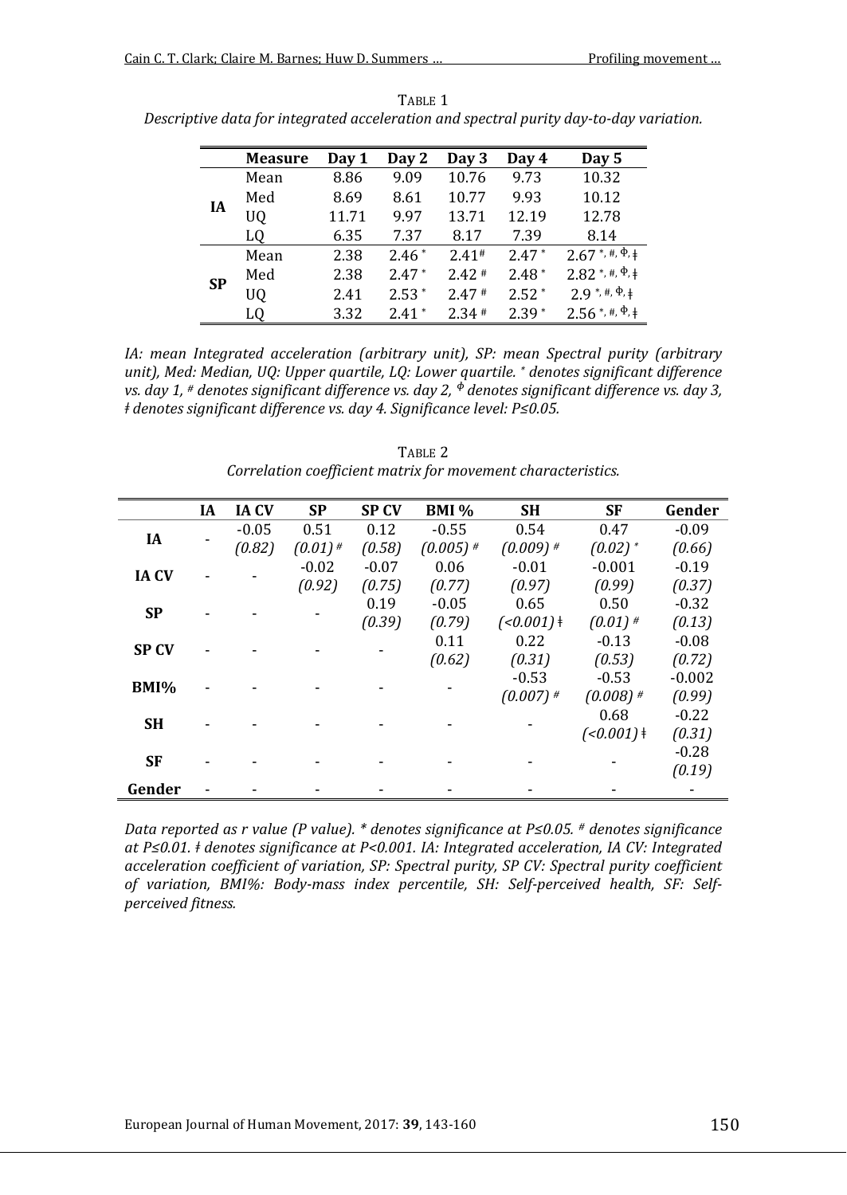TABLE 1

*Descriptive data for integrated acceleration and spectral purity day-to-day variation.*

| | Measure | Day 1 | Day 2 | Day 3 | Day 4 | Day 5 |
|---|---|---|---|---|---|---|
| **IA** | Mean | 8.86 | 9.09 | 10.76 | 9.73 | 10.32 |
| | Med | 8.69 | 8.61 | 10.77 | 9.93 | 10.12 |
| | UQ | 11.71 | 9.97 | 13.71 | 12.19 | 12.78 |
| | LQ | 6.35 | 7.37 | 8.17 | 7.39 | 8.14 |
| **SP** | Mean | 2.38 | 2.46 * | 2.41 # | 2.47 * | 2.67 *, #, Φ, ǂ |
| | Med | 2.38 | 2.47 * | 2.42 # | 2.48 * | 2.82 *, #, Φ, ǂ |
| | UQ | 2.41 | 2.53 * | 2.47 # | 2.52 * | 2.9 *, #, Φ, ǂ |
| | LQ | 3.32 | 2.41 * | 2.34 # | 2.39 * | 2.56 *, #, Φ, ǂ |

*IA: mean Integrated acceleration (arbitrary unit), SP: mean Spectral purity (arbitrary unit), Med: Median, UQ: Upper quartile, LQ: Lower quartile. * denotes significant difference vs. day 1, # denotes significant difference vs. day 2, Φ denotes significant difference vs. day 3, ǂ denotes significant difference vs. day 4. Significance level: P≤0.05.*

TABLE 2

*Correlation coefficient matrix for movement characteristics.*

| | IA | IA CV | SP | SP CV | BMI % | SH | SF | Gender |
|---|---|---|---|---|---|---|---|---|
| **IA** | - | -0.05 *(0.82)* | 0.51 *(0.01)* # | 0.12 *(0.58)* | -0.55 *(0.005)* # | 0.54 *(0.009)* # | 0.47 *(0.02)* * | -0.09 *(0.66)* |
| **IA CV** | - | - | -0.02 *(0.92)* | -0.07 *(0.75)* | 0.06 *(0.77)* | -0.01 *(0.97)* | -0.001 *(0.99)* | -0.19 *(0.37)* |
| **SP** | - | - | - | 0.19 *(0.39)* | -0.05 *(0.79)* | 0.65 *(<0.001)* ǂ | 0.50 *(0.01)* # | -0.32 *(0.13)* |
| **SP CV** | - | - | - | - | 0.11 *(0.62)* | 0.22 *(0.31)* | -0.13 *(0.53)* | -0.08 *(0.72)* |
| **BMI%** | - | - | - | - | - | -0.53 *(0.007)* # | -0.53 *(0.008)* # | -0.002 *(0.99)* |
| **SH** | - | - | - | - | - | - | 0.68 *(<0.001)* ǂ | -0.22 *(0.31)* |
| **SF** | - | - | - | - | - | - | - | -0.28 *(0.19)* |
| **Gender** | - | - | - | - | - | - | - | - |

*Data reported as r value (P value). * denotes significance at P≤0.05. # denotes significance at P≤0.01. ǂ denotes significance at P<0.001. IA: Integrated acceleration, IA CV: Integrated acceleration coefficient of variation, SP: Spectral purity, SP CV: Spectral purity coefficient of variation, BMI%: Body-mass index percentile, SH: Self-perceived health, SF: Self-perceived fitness.*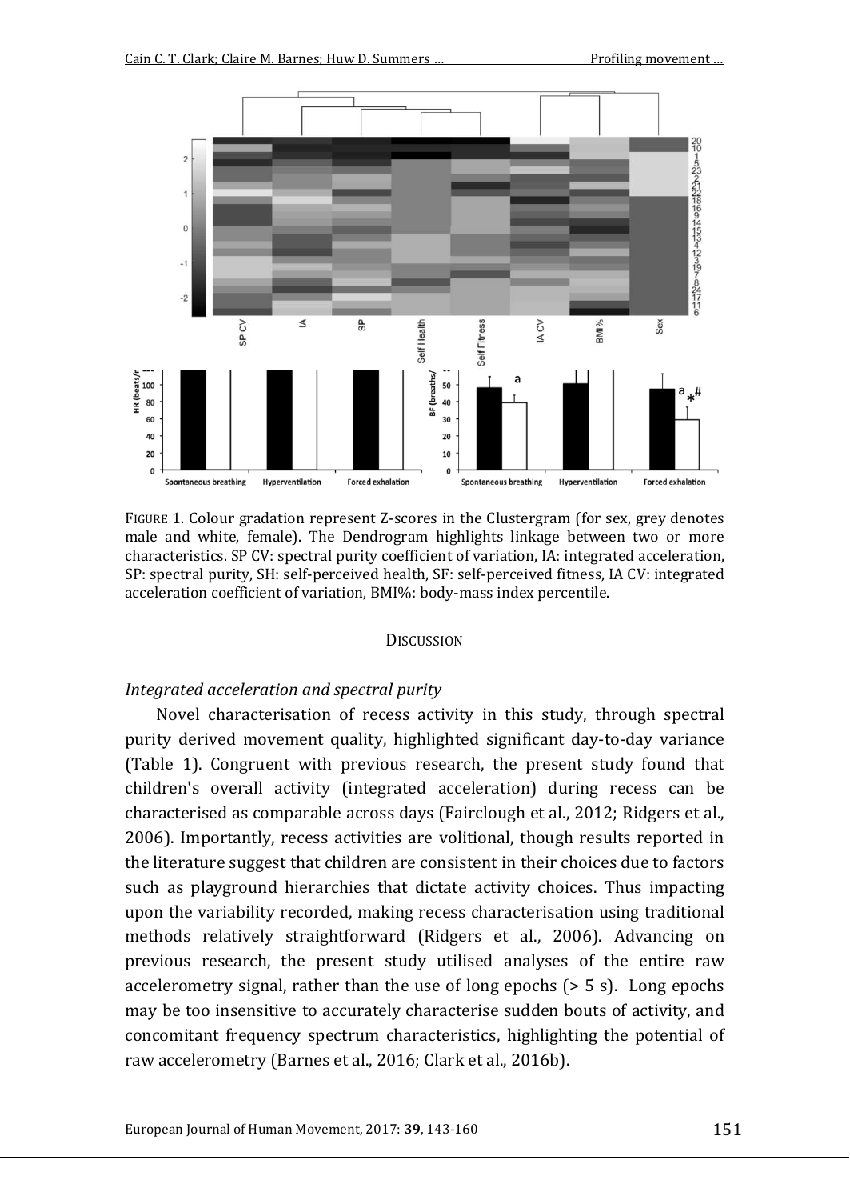FIGURE 1. Colour gradation represent Z-scores in the Clustergram (for sex, grey denotes male and white, female). The Dendrogram highlights linkage between two or more characteristics. SP CV: spectral purity coefficient of variation, IA: integrated acceleration, SP: spectral purity, SH: self-perceived health, SF: self-perceived fitness, IA CV: integrated acceleration coefficient of variation, BMI%: body-mass index percentile.

## DISCUSSION

### *Integrated acceleration and spectral purity*

Novel characterisation of recess activity in this study, through spectral purity derived movement quality, highlighted significant day-to-day variance (Table 1). Congruent with previous research, the present study found that children's overall activity (integrated acceleration) during recess can be characterised as comparable across days (Fairclough et al., 2012; Ridgers et al., 2006). Importantly, recess activities are volitional, though results reported in the literature suggest that children are consistent in their choices due to factors such as playground hierarchies that dictate activity choices. Thus impacting upon the variability recorded, making recess characterisation using traditional methods relatively straightforward (Ridgers et al., 2006). Advancing on previous research, the present study utilised analyses of the entire raw accelerometry signal, rather than the use of long epochs (> 5 s). Long epochs may be too insensitive to accurately characterise sudden bouts of activity, and concomitant frequency spectrum characteristics, highlighting the potential of raw accelerometry (Barnes et al., 2016; Clark et al., 2016b).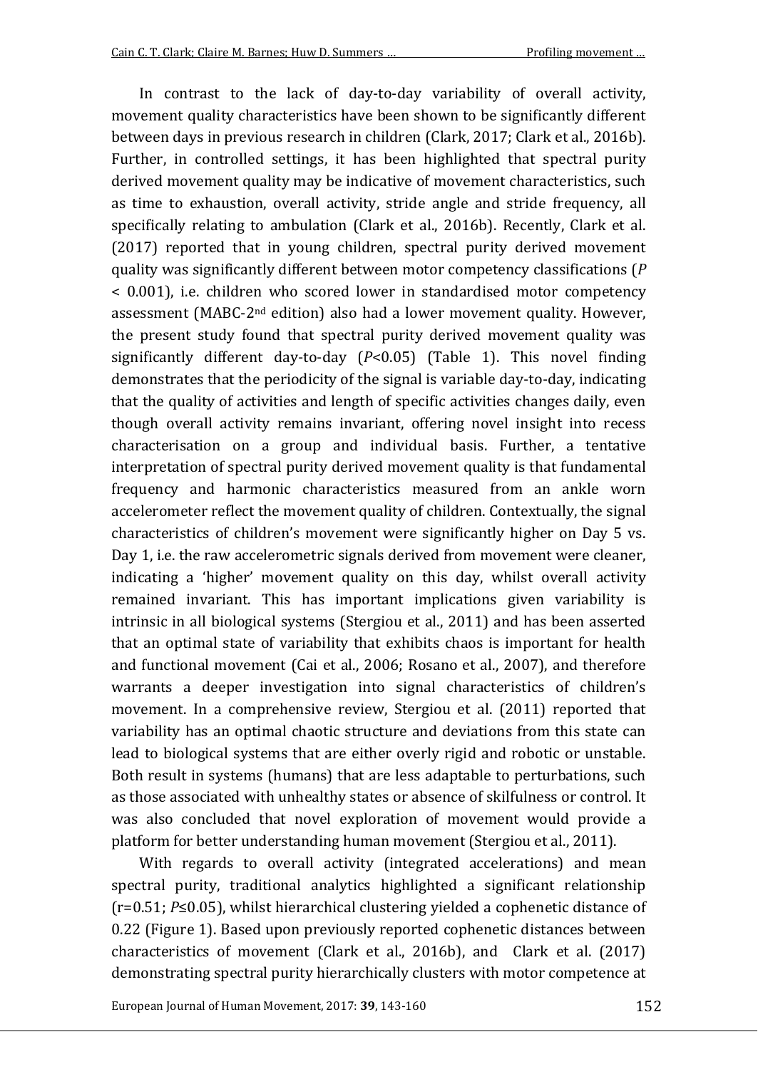In contrast to the lack of day-to-day variability of overall activity, movement quality characteristics have been shown to be significantly different between days in previous research in children (Clark, 2017; Clark et al., 2016b). Further, in controlled settings, it has been highlighted that spectral purity derived movement quality may be indicative of movement characteristics, such as time to exhaustion, overall activity, stride angle and stride frequency, all specifically relating to ambulation (Clark et al., 2016b). Recently, Clark et al. (2017) reported that in young children, spectral purity derived movement quality was significantly different between motor competency classifications ($P < 0.001$), i.e. children who scored lower in standardised motor competency assessment (MABC-2[nd] edition) also had a lower movement quality. However, the present study found that spectral purity derived movement quality was significantly different day-to-day ($P<0.05$) (Table 1). This novel finding demonstrates that the periodicity of the signal is variable day-to-day, indicating that the quality of activities and length of specific activities changes daily, even though overall activity remains invariant, offering novel insight into recess characterisation on a group and individual basis. Further, a tentative interpretation of spectral purity derived movement quality is that fundamental frequency and harmonic characteristics measured from an ankle worn accelerometer reflect the movement quality of children. Contextually, the signal characteristics of children's movement were significantly higher on Day 5 vs. Day 1, i.e. the raw accelerometric signals derived from movement were cleaner, indicating a 'higher' movement quality on this day, whilst overall activity remained invariant. This has important implications given variability is intrinsic in all biological systems (Stergiou et al., 2011) and has been asserted that an optimal state of variability that exhibits chaos is important for health and functional movement (Cai et al., 2006; Rosano et al., 2007), and therefore warrants a deeper investigation into signal characteristics of children's movement. In a comprehensive review, Stergiou et al. (2011) reported that variability has an optimal chaotic structure and deviations from this state can lead to biological systems that are either overly rigid and robotic or unstable. Both result in systems (humans) that are less adaptable to perturbations, such as those associated with unhealthy states or absence of skilfulness or control. It was also concluded that novel exploration of movement would provide a platform for better understanding human movement (Stergiou et al., 2011).

With regards to overall activity (integrated accelerations) and mean spectral purity, traditional analytics highlighted a significant relationship ($r=0.51$; $P\leq 0.05$), whilst hierarchical clustering yielded a cophenetic distance of 0.22 (Figure 1). Based upon previously reported cophenetic distances between characteristics of movement (Clark et al., 2016b), and Clark et al. (2017) demonstrating spectral purity hierarchically clusters with motor competence at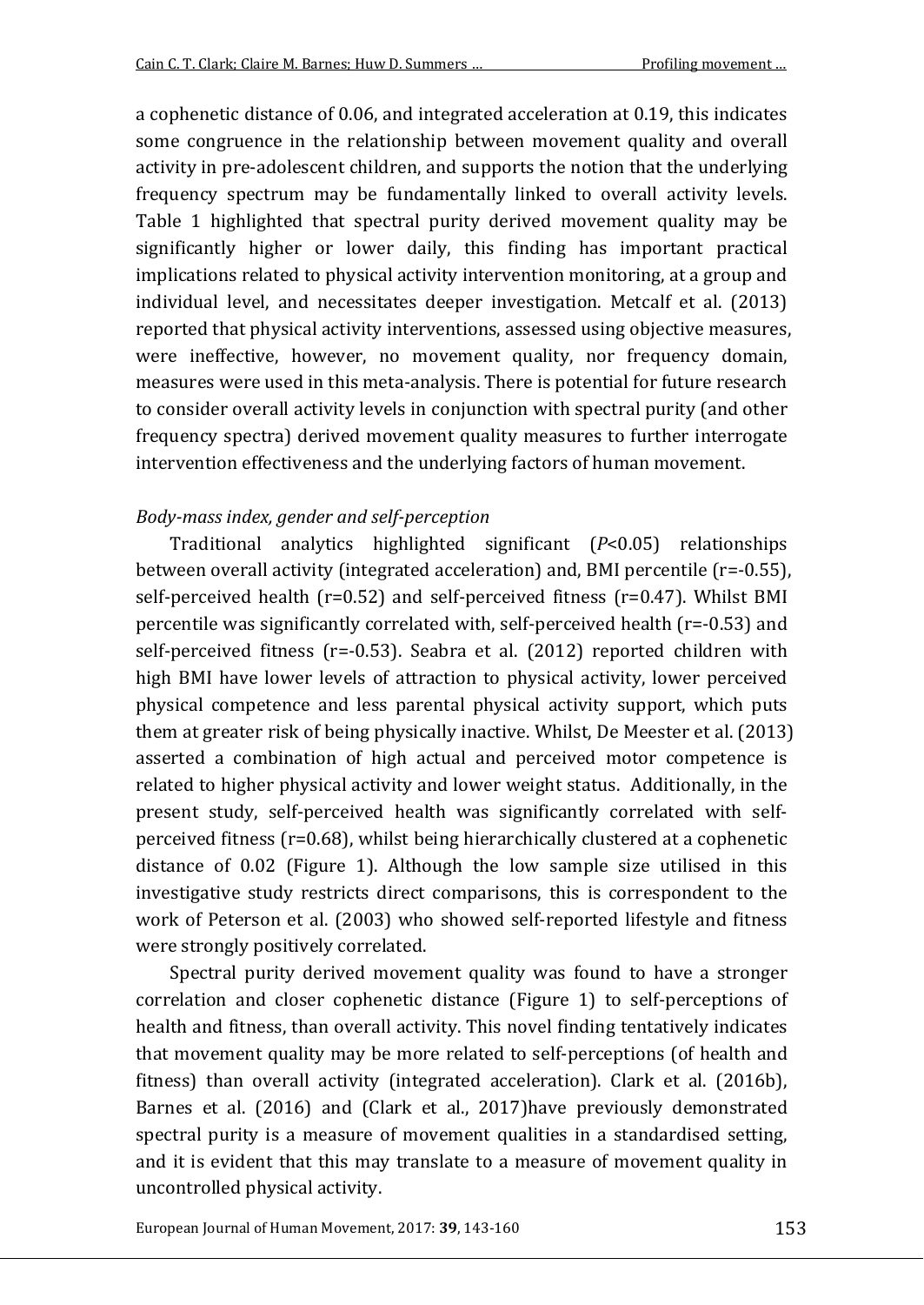a cophenetic distance of 0.06, and integrated acceleration at 0.19, this indicates some congruence in the relationship between movement quality and overall activity in pre-adolescent children, and supports the notion that the underlying frequency spectrum may be fundamentally linked to overall activity levels. Table 1 highlighted that spectral purity derived movement quality may be significantly higher or lower daily, this finding has important practical implications related to physical activity intervention monitoring, at a group and individual level, and necessitates deeper investigation. Metcalf et al. (2013) reported that physical activity interventions, assessed using objective measures, were ineffective, however, no movement quality, nor frequency domain, measures were used in this meta-analysis. There is potential for future research to consider overall activity levels in conjunction with spectral purity (and other frequency spectra) derived movement quality measures to further interrogate intervention effectiveness and the underlying factors of human movement.

*Body-mass index, gender and self-perception*

Traditional analytics highlighted significant ($P$<0.05) relationships between overall activity (integrated acceleration) and, BMI percentile (r=-0.55), self-perceived health (r=0.52) and self-perceived fitness (r=0.47). Whilst BMI percentile was significantly correlated with, self-perceived health (r=-0.53) and self-perceived fitness (r=-0.53). Seabra et al. (2012) reported children with high BMI have lower levels of attraction to physical activity, lower perceived physical competence and less parental physical activity support, which puts them at greater risk of being physically inactive. Whilst, De Meester et al. (2013) asserted a combination of high actual and perceived motor competence is related to higher physical activity and lower weight status. Additionally, in the present study, self-perceived health was significantly correlated with self-perceived fitness (r=0.68), whilst being hierarchically clustered at a cophenetic distance of 0.02 (Figure 1). Although the low sample size utilised in this investigative study restricts direct comparisons, this is correspondent to the work of Peterson et al. (2003) who showed self-reported lifestyle and fitness were strongly positively correlated.

Spectral purity derived movement quality was found to have a stronger correlation and closer cophenetic distance (Figure 1) to self-perceptions of health and fitness, than overall activity. This novel finding tentatively indicates that movement quality may be more related to self-perceptions (of health and fitness) than overall activity (integrated acceleration). Clark et al. (2016b), Barnes et al. (2016) and (Clark et al., 2017)have previously demonstrated spectral purity is a measure of movement qualities in a standardised setting, and it is evident that this may translate to a measure of movement quality in uncontrolled physical activity.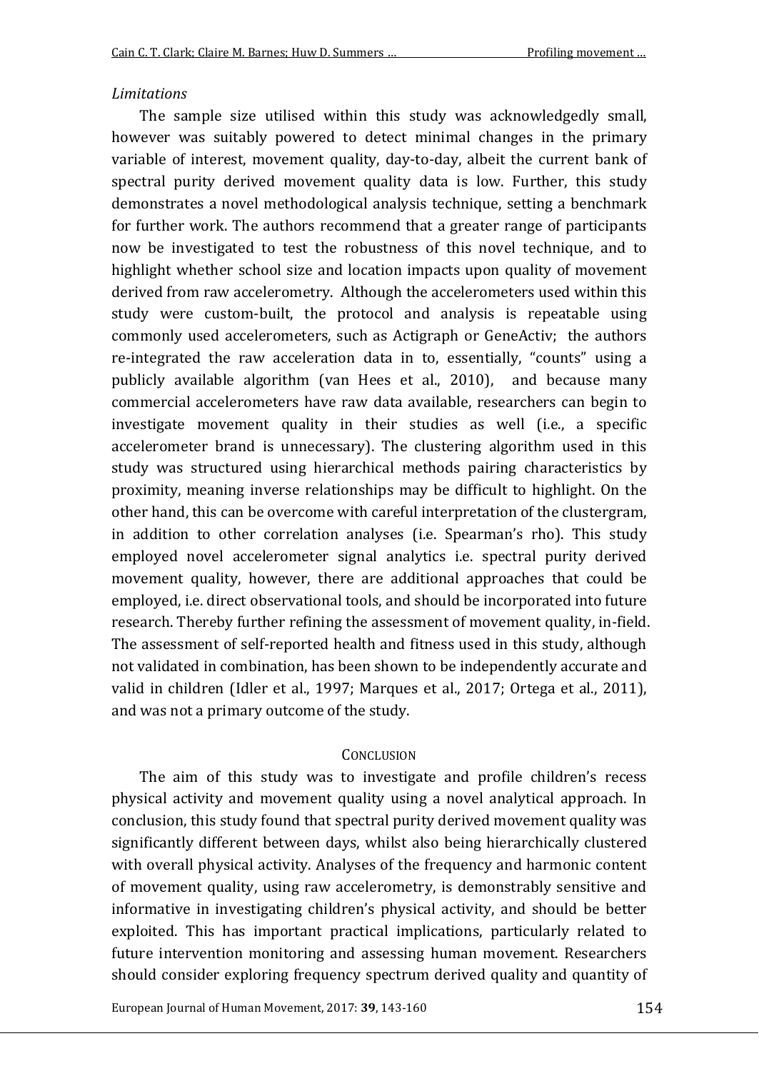*Limitations*

The sample size utilised within this study was acknowledgedly small, however was suitably powered to detect minimal changes in the primary variable of interest, movement quality, day-to-day, albeit the current bank of spectral purity derived movement quality data is low. Further, this study demonstrates a novel methodological analysis technique, setting a benchmark for further work. The authors recommend that a greater range of participants now be investigated to test the robustness of this novel technique, and to highlight whether school size and location impacts upon quality of movement derived from raw accelerometry. Although the accelerometers used within this study were custom-built, the protocol and analysis is repeatable using commonly used accelerometers, such as Actigraph or GeneActiv; the authors re-integrated the raw acceleration data in to, essentially, "counts" using a publicly available algorithm (van Hees et al., 2010), and because many commercial accelerometers have raw data available, researchers can begin to investigate movement quality in their studies as well (i.e., a specific accelerometer brand is unnecessary). The clustering algorithm used in this study was structured using hierarchical methods pairing characteristics by proximity, meaning inverse relationships may be difficult to highlight. On the other hand, this can be overcome with careful interpretation of the clustergram, in addition to other correlation analyses (i.e. Spearman's rho). This study employed novel accelerometer signal analytics i.e. spectral purity derived movement quality, however, there are additional approaches that could be employed, i.e. direct observational tools, and should be incorporated into future research. Thereby further refining the assessment of movement quality, in-field. The assessment of self-reported health and fitness used in this study, although not validated in combination, has been shown to be independently accurate and valid in children (Idler et al., 1997; Marques et al., 2017; Ortega et al., 2011), and was not a primary outcome of the study.

## CONCLUSION

The aim of this study was to investigate and profile children's recess physical activity and movement quality using a novel analytical approach. In conclusion, this study found that spectral purity derived movement quality was significantly different between days, whilst also being hierarchically clustered with overall physical activity. Analyses of the frequency and harmonic content of movement quality, using raw accelerometry, is demonstrably sensitive and informative in investigating children's physical activity, and should be better exploited. This has important practical implications, particularly related to future intervention monitoring and assessing human movement. Researchers should consider exploring frequency spectrum derived quality and quantity of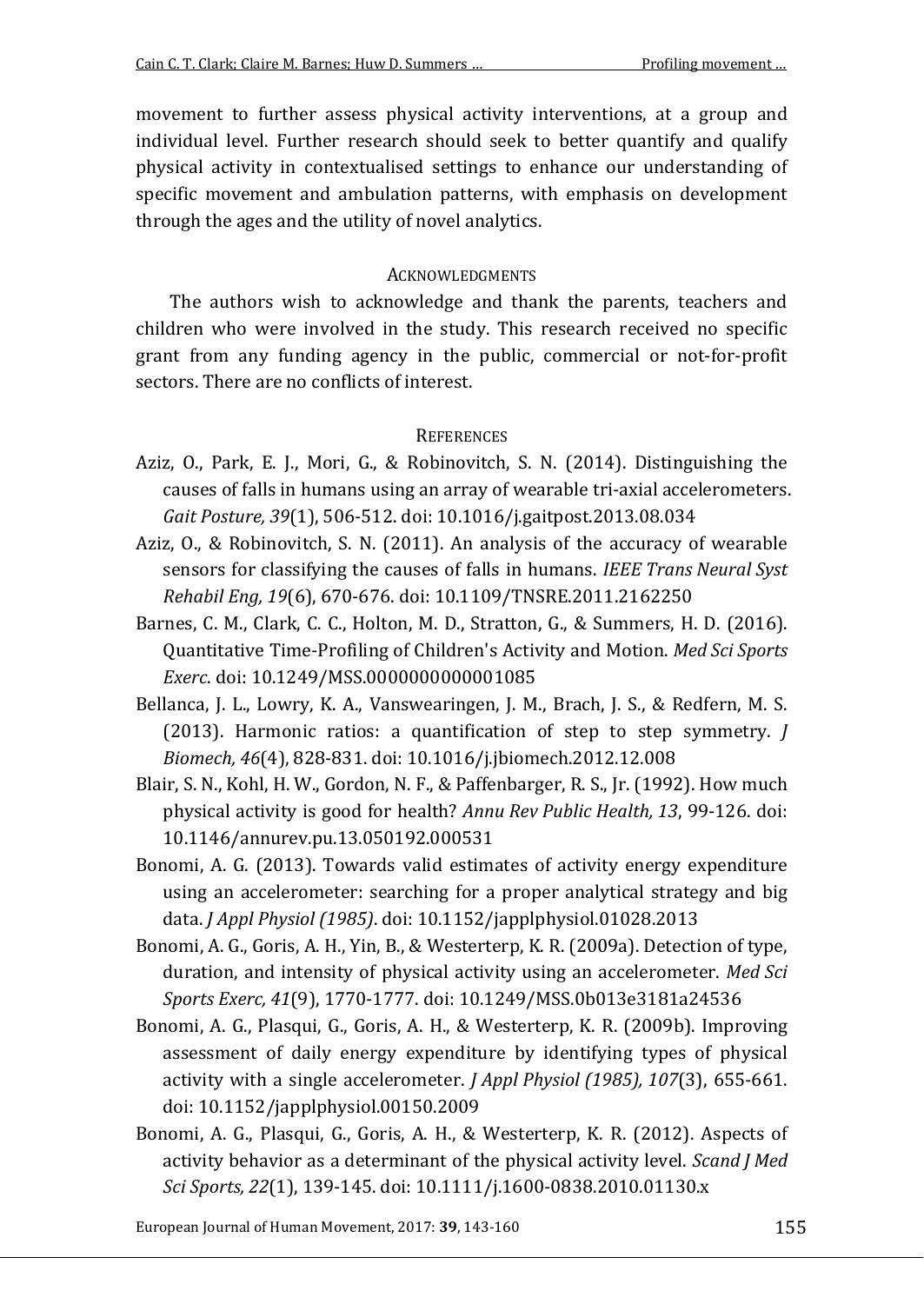movement to further assess physical activity interventions, at a group and individual level. Further research should seek to better quantify and qualify physical activity in contextualised settings to enhance our understanding of specific movement and ambulation patterns, with emphasis on development through the ages and the utility of novel analytics.

## Acknowledgments

The authors wish to acknowledge and thank the parents, teachers and children who were involved in the study. This research received no specific grant from any funding agency in the public, commercial or not-for-profit sectors. There are no conflicts of interest.

## References

Aziz, O., Park, E. J., Mori, G., & Robinovitch, S. N. (2014). Distinguishing the causes of falls in humans using an array of wearable tri-axial accelerometers. *Gait Posture, 39*(1), 506-512. doi: 10.1016/j.gaitpost.2013.08.034

Aziz, O., & Robinovitch, S. N. (2011). An analysis of the accuracy of wearable sensors for classifying the causes of falls in humans. *IEEE Trans Neural Syst Rehabil Eng, 19*(6), 670-676. doi: 10.1109/TNSRE.2011.2162250

Barnes, C. M., Clark, C. C., Holton, M. D., Stratton, G., & Summers, H. D. (2016). Quantitative Time-Profiling of Children's Activity and Motion. *Med Sci Sports Exerc*. doi: 10.1249/MSS.0000000000001085

Bellanca, J. L., Lowry, K. A., Vanswearingen, J. M., Brach, J. S., & Redfern, M. S. (2013). Harmonic ratios: a quantification of step to step symmetry. *J Biomech, 46*(4), 828-831. doi: 10.1016/j.jbiomech.2012.12.008

Blair, S. N., Kohl, H. W., Gordon, N. F., & Paffenbarger, R. S., Jr. (1992). How much physical activity is good for health? *Annu Rev Public Health, 13*, 99-126. doi: 10.1146/annurev.pu.13.050192.000531

Bonomi, A. G. (2013). Towards valid estimates of activity energy expenditure using an accelerometer: searching for a proper analytical strategy and big data. *J Appl Physiol (1985)*. doi: 10.1152/japplphysiol.01028.2013

Bonomi, A. G., Goris, A. H., Yin, B., & Westerterp, K. R. (2009a). Detection of type, duration, and intensity of physical activity using an accelerometer. *Med Sci Sports Exerc, 41*(9), 1770-1777. doi: 10.1249/MSS.0b013e3181a24536

Bonomi, A. G., Plasqui, G., Goris, A. H., & Westerterp, K. R. (2009b). Improving assessment of daily energy expenditure by identifying types of physical activity with a single accelerometer. *J Appl Physiol (1985), 107*(3), 655-661. doi: 10.1152/japplphysiol.00150.2009

Bonomi, A. G., Plasqui, G., Goris, A. H., & Westerterp, K. R. (2012). Aspects of activity behavior as a determinant of the physical activity level. *Scand J Med Sci Sports, 22*(1), 139-145. doi: 10.1111/j.1600-0838.2010.01130.x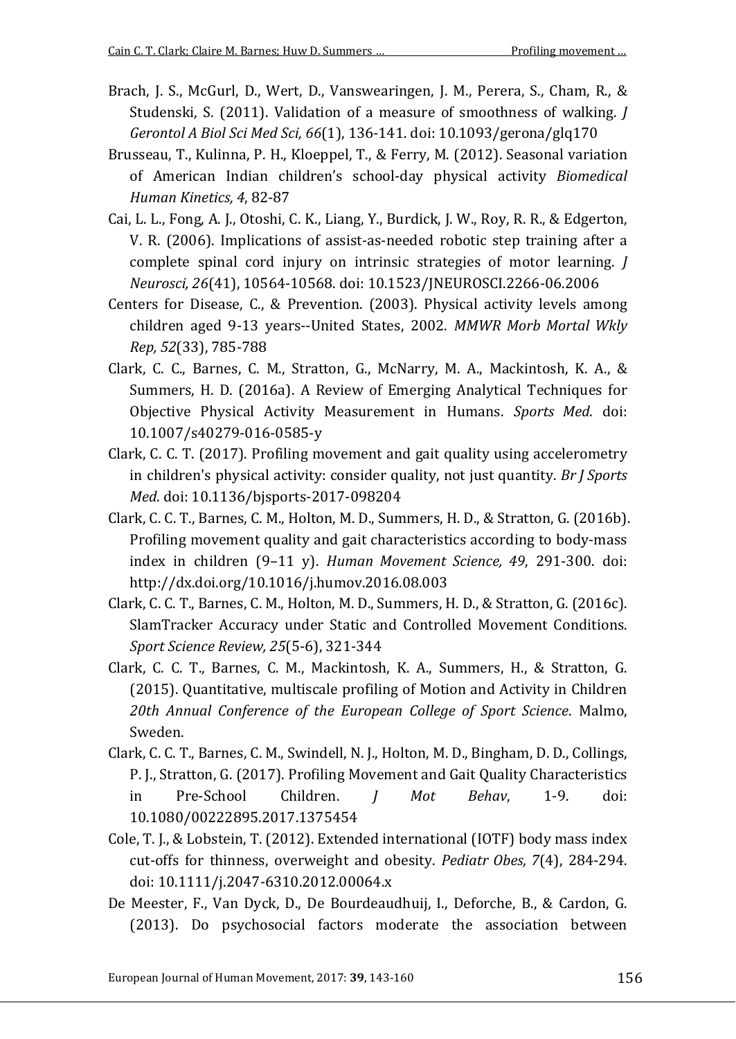Brach, J. S., McGurl, D., Wert, D., Vanswearingen, J. M., Perera, S., Cham, R., & Studenski, S. (2011). Validation of a measure of smoothness of walking. *J Gerontol A Biol Sci Med Sci, 66*(1), 136-141. doi: 10.1093/gerona/glq170

Brusseau, T., Kulinna, P. H., Kloeppel, T., & Ferry, M. (2012). Seasonal variation of American Indian children's school-day physical activity *Biomedical Human Kinetics, 4*, 82-87

Cai, L. L., Fong, A. J., Otoshi, C. K., Liang, Y., Burdick, J. W., Roy, R. R., & Edgerton, V. R. (2006). Implications of assist-as-needed robotic step training after a complete spinal cord injury on intrinsic strategies of motor learning. *J Neurosci, 26*(41), 10564-10568. doi: 10.1523/JNEUROSCI.2266-06.2006

Centers for Disease, C., & Prevention. (2003). Physical activity levels among children aged 9-13 years--United States, 2002. *MMWR Morb Mortal Wkly Rep, 52*(33), 785-788

Clark, C. C., Barnes, C. M., Stratton, G., McNarry, M. A., Mackintosh, K. A., & Summers, H. D. (2016a). A Review of Emerging Analytical Techniques for Objective Physical Activity Measurement in Humans. *Sports Med*. doi: 10.1007/s40279-016-0585-y

Clark, C. C. T. (2017). Profiling movement and gait quality using accelerometry in children's physical activity: consider quality, not just quantity. *Br J Sports Med*. doi: 10.1136/bjsports-2017-098204

Clark, C. C. T., Barnes, C. M., Holton, M. D., Summers, H. D., & Stratton, G. (2016b). Profiling movement quality and gait characteristics according to body-mass index in children (9–11 y). *Human Movement Science, 49*, 291-300. doi: http://dx.doi.org/10.1016/j.humov.2016.08.003

Clark, C. C. T., Barnes, C. M., Holton, M. D., Summers, H. D., & Stratton, G. (2016c). SlamTracker Accuracy under Static and Controlled Movement Conditions. *Sport Science Review, 25*(5-6), 321-344

Clark, C. C. T., Barnes, C. M., Mackintosh, K. A., Summers, H., & Stratton, G. (2015). Quantitative, multiscale profiling of Motion and Activity in Children *20th Annual Conference of the European College of Sport Science*. Malmo, Sweden.

Clark, C. C. T., Barnes, C. M., Swindell, N. J., Holton, M. D., Bingham, D. D., Collings, P. J., Stratton, G. (2017). Profiling Movement and Gait Quality Characteristics in Pre-School Children. *J Mot Behav*, 1-9. doi: 10.1080/00222895.2017.1375454

Cole, T. J., & Lobstein, T. (2012). Extended international (IOTF) body mass index cut-offs for thinness, overweight and obesity. *Pediatr Obes, 7*(4), 284-294. doi: 10.1111/j.2047-6310.2012.00064.x

De Meester, F., Van Dyck, D., De Bourdeaudhuij, I., Deforche, B., & Cardon, G. (2013). Do psychosocial factors moderate the association between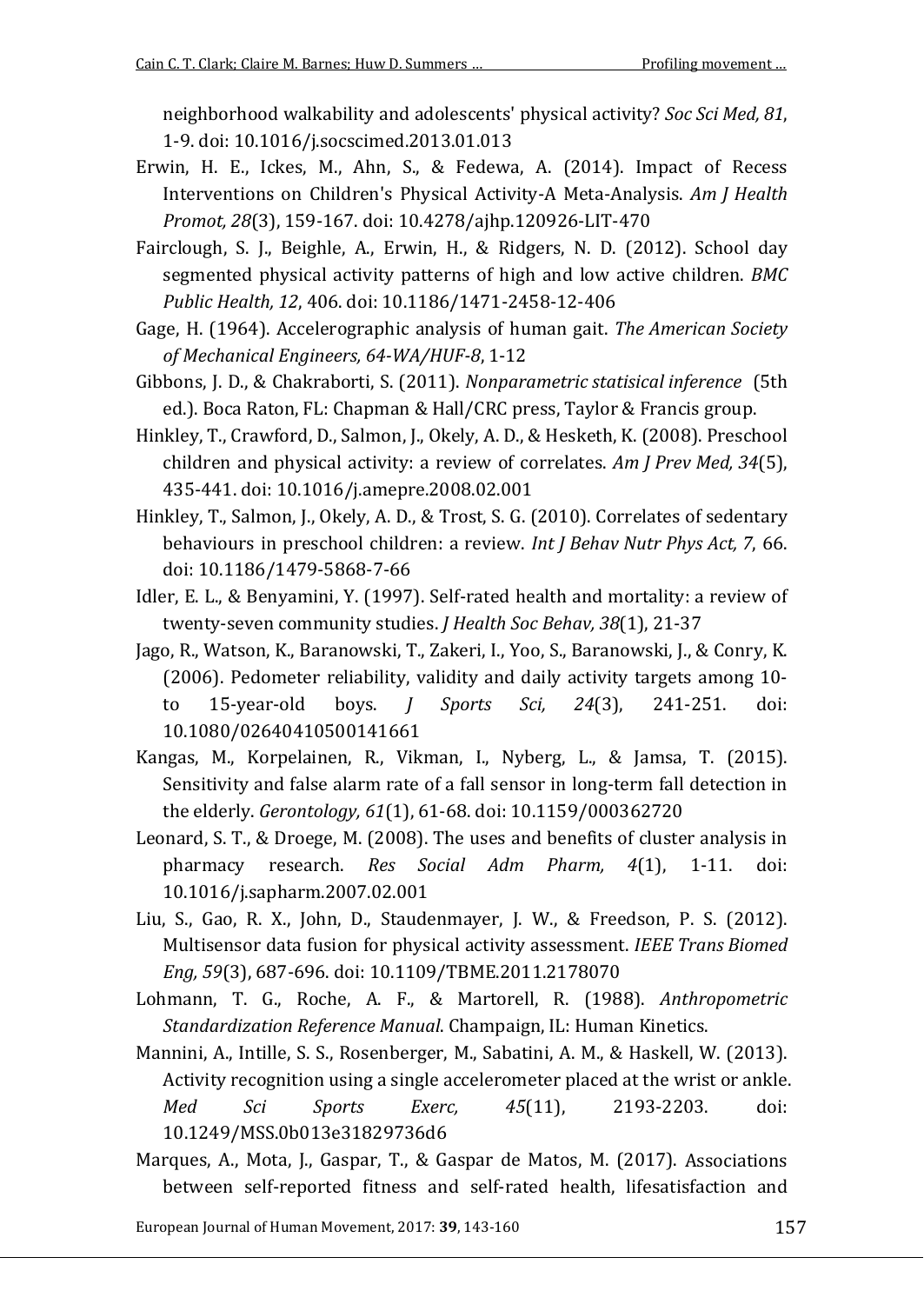neighborhood walkability and adolescents' physical activity? *Soc Sci Med, 81*, 1-9. doi: 10.1016/j.socscimed.2013.01.013

Erwin, H. E., Ickes, M., Ahn, S., & Fedewa, A. (2014). Impact of Recess Interventions on Children's Physical Activity-A Meta-Analysis. *Am J Health Promot, 28*(3), 159-167. doi: 10.4278/ajhp.120926-LIT-470

Fairclough, S. J., Beighle, A., Erwin, H., & Ridgers, N. D. (2012). School day segmented physical activity patterns of high and low active children. *BMC Public Health, 12*, 406. doi: 10.1186/1471-2458-12-406

Gage, H. (1964). Accelerographic analysis of human gait. *The American Society of Mechanical Engineers, 64-WA/HUF-8*, 1-12

Gibbons, J. D., & Chakraborti, S. (2011). *Nonparametric statisical inference* (5th ed.). Boca Raton, FL: Chapman & Hall/CRC press, Taylor & Francis group.

Hinkley, T., Crawford, D., Salmon, J., Okely, A. D., & Hesketh, K. (2008). Preschool children and physical activity: a review of correlates. *Am J Prev Med, 34*(5), 435-441. doi: 10.1016/j.amepre.2008.02.001

Hinkley, T., Salmon, J., Okely, A. D., & Trost, S. G. (2010). Correlates of sedentary behaviours in preschool children: a review. *Int J Behav Nutr Phys Act, 7*, 66. doi: 10.1186/1479-5868-7-66

Idler, E. L., & Benyamini, Y. (1997). Self-rated health and mortality: a review of twenty-seven community studies. *J Health Soc Behav, 38*(1), 21-37

Jago, R., Watson, K., Baranowski, T., Zakeri, I., Yoo, S., Baranowski, J., & Conry, K. (2006). Pedometer reliability, validity and daily activity targets among 10- to 15-year-old boys. *J Sports Sci, 24*(3), 241-251. doi: 10.1080/02640410500141661

Kangas, M., Korpelainen, R., Vikman, I., Nyberg, L., & Jamsa, T. (2015). Sensitivity and false alarm rate of a fall sensor in long-term fall detection in the elderly. *Gerontology, 61*(1), 61-68. doi: 10.1159/000362720

Leonard, S. T., & Droege, M. (2008). The uses and benefits of cluster analysis in pharmacy research. *Res Social Adm Pharm, 4*(1), 1-11. doi: 10.1016/j.sapharm.2007.02.001

Liu, S., Gao, R. X., John, D., Staudenmayer, J. W., & Freedson, P. S. (2012). Multisensor data fusion for physical activity assessment. *IEEE Trans Biomed Eng, 59*(3), 687-696. doi: 10.1109/TBME.2011.2178070

Lohmann, T. G., Roche, A. F., & Martorell, R. (1988). *Anthropometric Standardization Reference Manual*. Champaign, IL: Human Kinetics.

Mannini, A., Intille, S. S., Rosenberger, M., Sabatini, A. M., & Haskell, W. (2013). Activity recognition using a single accelerometer placed at the wrist or ankle. *Med Sci Sports Exerc, 45*(11), 2193-2203. doi: 10.1249/MSS.0b013e31829736d6

Marques, A., Mota, J., Gaspar, T., & Gaspar de Matos, M. (2017). Associations between self-reported fitness and self-rated health, lifesatisfaction and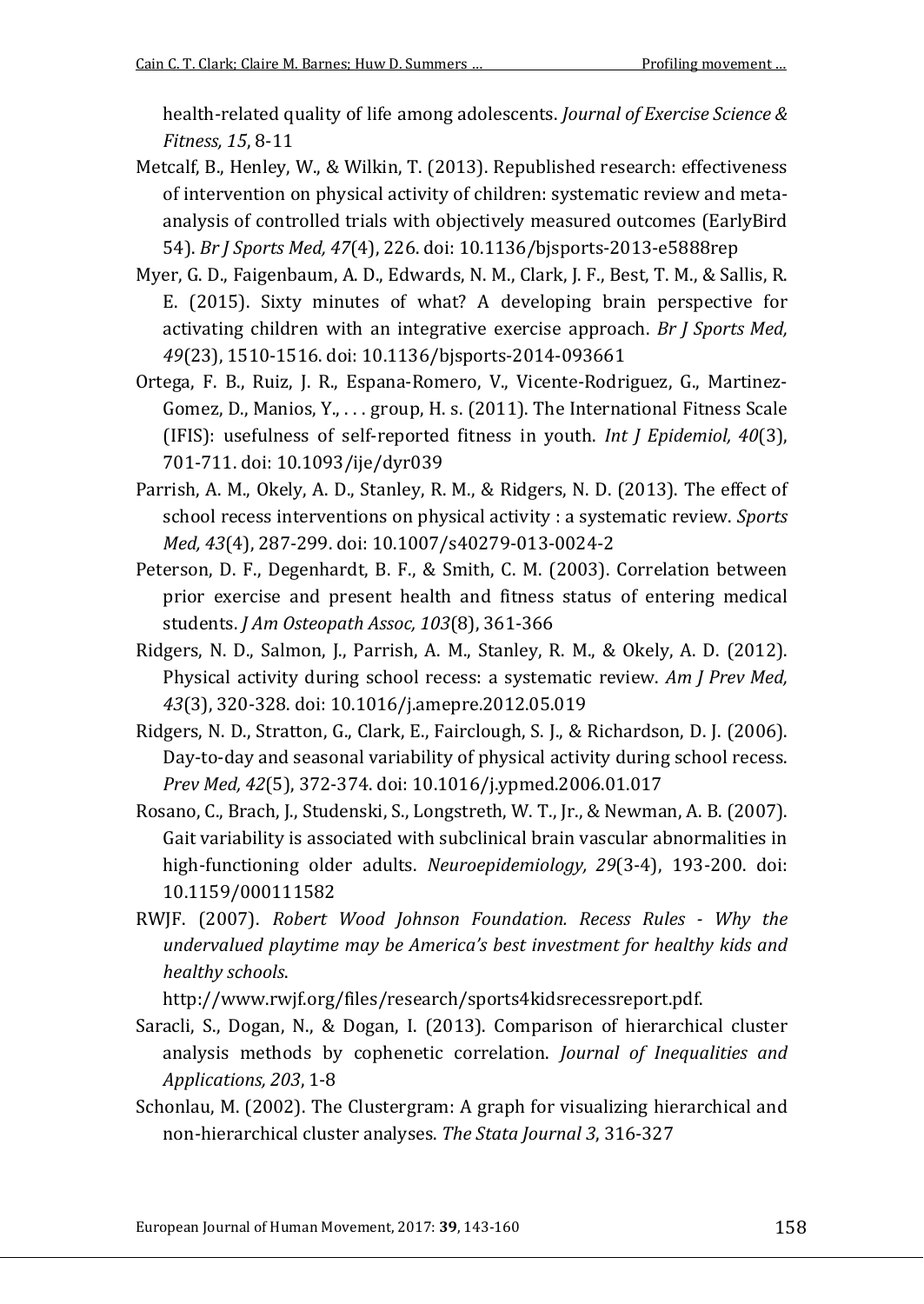health-related quality of life among adolescents. *Journal of Exercise Science & Fitness, 15*, 8-11

Metcalf, B., Henley, W., & Wilkin, T. (2013). Republished research: effectiveness of intervention on physical activity of children: systematic review and meta-analysis of controlled trials with objectively measured outcomes (EarlyBird 54). *Br J Sports Med, 47*(4), 226. doi: 10.1136/bjsports-2013-e5888rep

Myer, G. D., Faigenbaum, A. D., Edwards, N. M., Clark, J. F., Best, T. M., & Sallis, R. E. (2015). Sixty minutes of what? A developing brain perspective for activating children with an integrative exercise approach. *Br J Sports Med, 49*(23), 1510-1516. doi: 10.1136/bjsports-2014-093661

Ortega, F. B., Ruiz, J. R., Espana-Romero, V., Vicente-Rodriguez, G., Martinez-Gomez, D., Manios, Y., . . . group, H. s. (2011). The International Fitness Scale (IFIS): usefulness of self-reported fitness in youth. *Int J Epidemiol, 40*(3), 701-711. doi: 10.1093/ije/dyr039

Parrish, A. M., Okely, A. D., Stanley, R. M., & Ridgers, N. D. (2013). The effect of school recess interventions on physical activity : a systematic review. *Sports Med, 43*(4), 287-299. doi: 10.1007/s40279-013-0024-2

Peterson, D. F., Degenhardt, B. F., & Smith, C. M. (2003). Correlation between prior exercise and present health and fitness status of entering medical students. *J Am Osteopath Assoc, 103*(8), 361-366

Ridgers, N. D., Salmon, J., Parrish, A. M., Stanley, R. M., & Okely, A. D. (2012). Physical activity during school recess: a systematic review. *Am J Prev Med, 43*(3), 320-328. doi: 10.1016/j.amepre.2012.05.019

Ridgers, N. D., Stratton, G., Clark, E., Fairclough, S. J., & Richardson, D. J. (2006). Day-to-day and seasonal variability of physical activity during school recess. *Prev Med, 42*(5), 372-374. doi: 10.1016/j.ypmed.2006.01.017

Rosano, C., Brach, J., Studenski, S., Longstreth, W. T., Jr., & Newman, A. B. (2007). Gait variability is associated with subclinical brain vascular abnormalities in high-functioning older adults. *Neuroepidemiology, 29*(3-4), 193-200. doi: 10.1159/000111582

RWJF. (2007). *Robert Wood Johnson Foundation. Recess Rules - Why the undervalued playtime may be America's best investment for healthy kids and healthy schools*. http://www.rwjf.org/files/research/sports4kidsrecessreport.pdf.

Saracli, S., Dogan, N., & Dogan, I. (2013). Comparison of hierarchical cluster analysis methods by cophenetic correlation. *Journal of Inequalities and Applications, 203*, 1-8

Schonlau, M. (2002). The Clustergram: A graph for visualizing hierarchical and non-hierarchical cluster analyses. *The Stata Journal 3*, 316-327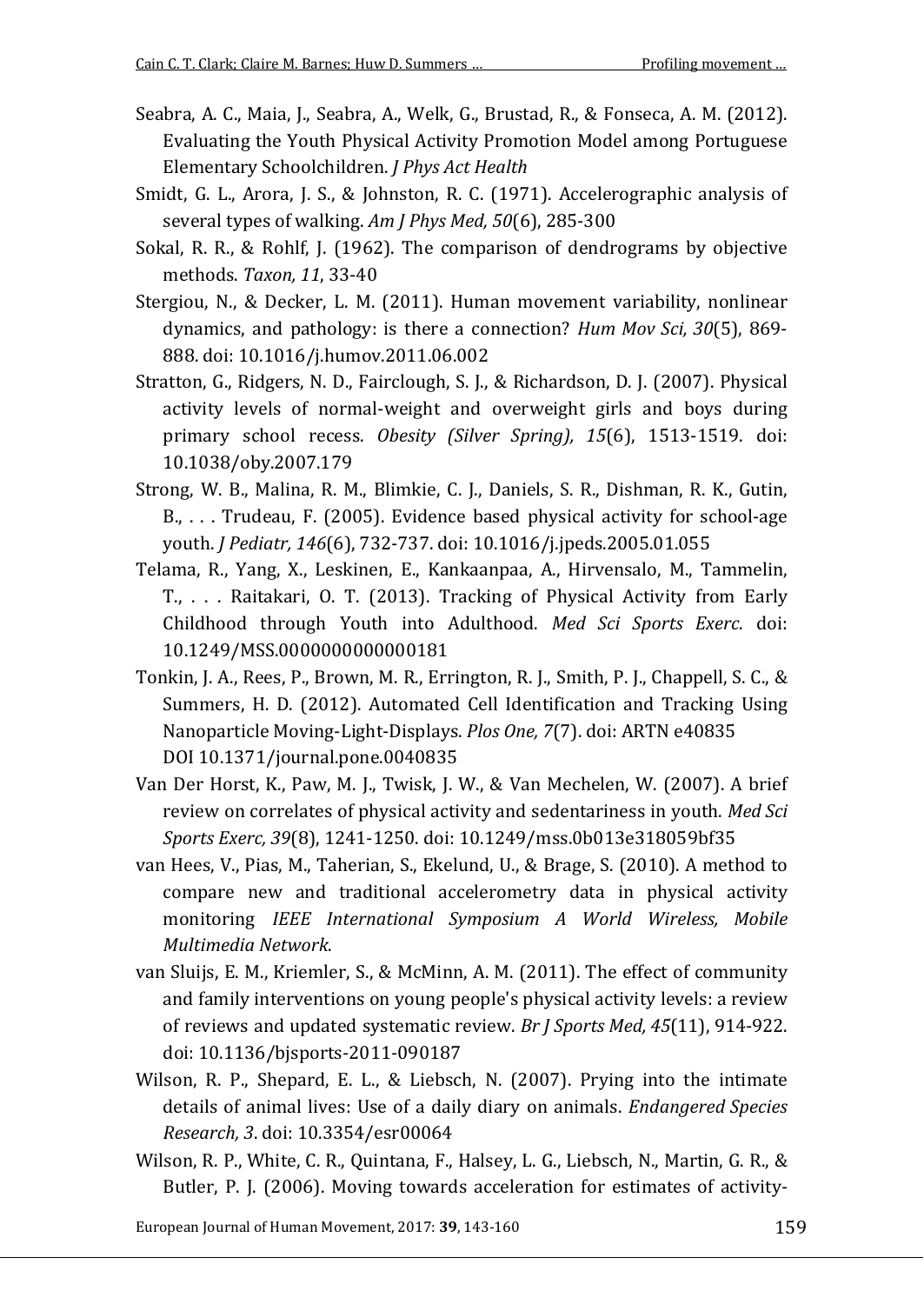Seabra, A. C., Maia, J., Seabra, A., Welk, G., Brustad, R., & Fonseca, A. M. (2012). Evaluating the Youth Physical Activity Promotion Model among Portuguese Elementary Schoolchildren. *J Phys Act Health*

Smidt, G. L., Arora, J. S., & Johnston, R. C. (1971). Accelerographic analysis of several types of walking. *Am J Phys Med, 50*(6), 285-300

Sokal, R. R., & Rohlf, J. (1962). The comparison of dendrograms by objective methods. *Taxon, 11*, 33-40

Stergiou, N., & Decker, L. M. (2011). Human movement variability, nonlinear dynamics, and pathology: is there a connection? *Hum Mov Sci, 30*(5), 869-888. doi: 10.1016/j.humov.2011.06.002

Stratton, G., Ridgers, N. D., Fairclough, S. J., & Richardson, D. J. (2007). Physical activity levels of normal-weight and overweight girls and boys during primary school recess. *Obesity (Silver Spring), 15*(6), 1513-1519. doi: 10.1038/oby.2007.179

Strong, W. B., Malina, R. M., Blimkie, C. J., Daniels, S. R., Dishman, R. K., Gutin, B., . . . Trudeau, F. (2005). Evidence based physical activity for school-age youth. *J Pediatr, 146*(6), 732-737. doi: 10.1016/j.jpeds.2005.01.055

Telama, R., Yang, X., Leskinen, E., Kankaanpaa, A., Hirvensalo, M., Tammelin, T., . . . Raitakari, O. T. (2013). Tracking of Physical Activity from Early Childhood through Youth into Adulthood. *Med Sci Sports Exerc*. doi: 10.1249/MSS.0000000000000181

Tonkin, J. A., Rees, P., Brown, M. R., Errington, R. J., Smith, P. J., Chappell, S. C., & Summers, H. D. (2012). Automated Cell Identification and Tracking Using Nanoparticle Moving-Light-Displays. *Plos One, 7*(7). doi: ARTN e40835 DOI 10.1371/journal.pone.0040835

Van Der Horst, K., Paw, M. J., Twisk, J. W., & Van Mechelen, W. (2007). A brief review on correlates of physical activity and sedentariness in youth. *Med Sci Sports Exerc, 39*(8), 1241-1250. doi: 10.1249/mss.0b013e318059bf35

van Hees, V., Pias, M., Taherian, S., Ekelund, U., & Brage, S. (2010). A method to compare new and traditional accelerometry data in physical activity monitoring *IEEE International Symposium A World Wireless, Mobile Multimedia Network*.

van Sluijs, E. M., Kriemler, S., & McMinn, A. M. (2011). The effect of community and family interventions on young people's physical activity levels: a review of reviews and updated systematic review. *Br J Sports Med, 45*(11), 914-922. doi: 10.1136/bjsports-2011-090187

Wilson, R. P., Shepard, E. L., & Liebsch, N. (2007). Prying into the intimate details of animal lives: Use of a daily diary on animals. *Endangered Species Research, 3*. doi: 10.3354/esr00064

Wilson, R. P., White, C. R., Quintana, F., Halsey, L. G., Liebsch, N., Martin, G. R., & Butler, P. J. (2006). Moving towards acceleration for estimates of activity-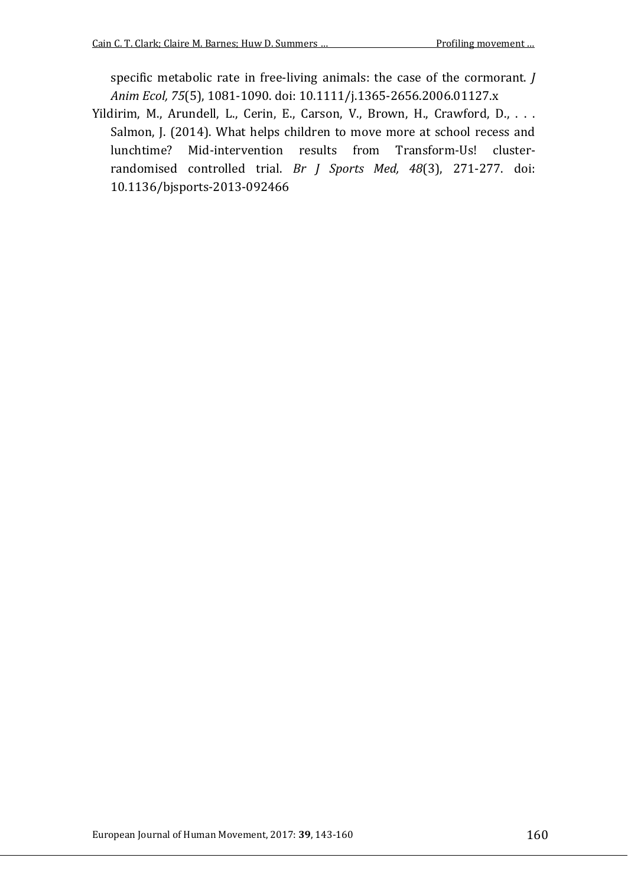specific metabolic rate in free-living animals: the case of the cormorant. *J Anim Ecol, 75*(5), 1081-1090. doi: 10.1111/j.1365-2656.2006.01127.x

Yildirim, M., Arundell, L., Cerin, E., Carson, V., Brown, H., Crawford, D., . . . Salmon, J. (2014). What helps children to move more at school recess and lunchtime? Mid-intervention results from Transform-Us! cluster-randomised controlled trial. *Br J Sports Med, 48*(3), 271-277. doi: 10.1136/bjsports-2013-092466